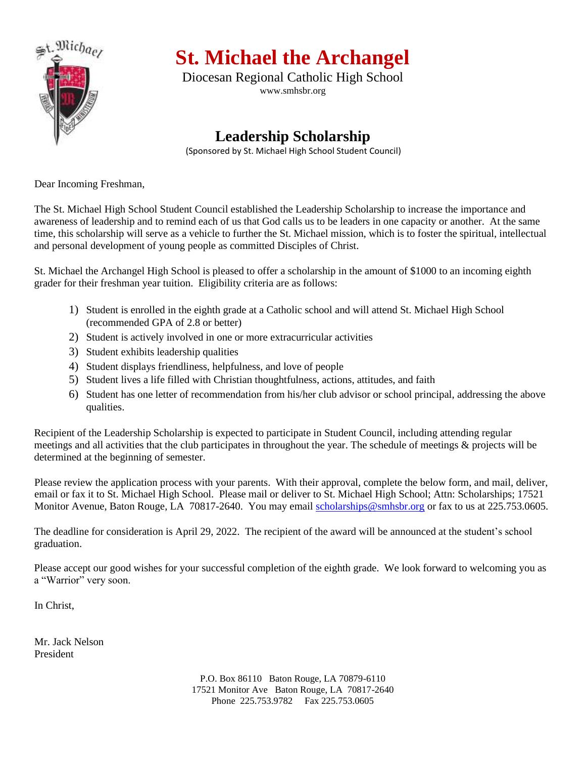# St. Michael the Archangel

Diocesan Regional Catholic High School
www.smhsbr.org

## Leadership Scholarship

(Sponsored by St. Michael High School Student Council)

Dear Incoming Freshman,

The St. Michael High School Student Council established the Leadership Scholarship to increase the importance and awareness of leadership and to remind each of us that God calls us to be leaders in one capacity or another. At the same time, this scholarship will serve as a vehicle to further the St. Michael mission, which is to foster the spiritual, intellectual and personal development of young people as committed Disciples of Christ.

St. Michael the Archangel High School is pleased to offer a scholarship in the amount of $1000 to an incoming eighth grader for their freshman year tuition. Eligibility criteria are as follows:

1) Student is enrolled in the eighth grade at a Catholic school and will attend St. Michael High School (recommended GPA of 2.8 or better)
2) Student is actively involved in one or more extracurricular activities
3) Student exhibits leadership qualities
4) Student displays friendliness, helpfulness, and love of people
5) Student lives a life filled with Christian thoughtfulness, actions, attitudes, and faith
6) Student has one letter of recommendation from his/her club advisor or school principal, addressing the above qualities.

Recipient of the Leadership Scholarship is expected to participate in Student Council, including attending regular meetings and all activities that the club participates in throughout the year. The schedule of meetings & projects will be determined at the beginning of semester.

Please review the application process with your parents. With their approval, complete the below form, and mail, deliver, email or fax it to St. Michael High School. Please mail or deliver to St. Michael High School; Attn: Scholarships; 17521 Monitor Avenue, Baton Rouge, LA 70817-2640. You may email scholarships@smhsbr.org or fax to us at 225.753.0605.

The deadline for consideration is April 29, 2022. The recipient of the award will be announced at the student's school graduation.

Please accept our good wishes for your successful completion of the eighth grade. We look forward to welcoming you as a "Warrior" very soon.

In Christ,

Mr. Jack Nelson
President

P.O. Box 86110 Baton Rouge, LA 70879-6110
17521 Monitor Ave Baton Rouge, LA 70817-2640
Phone 225.753.9782 Fax 225.753.0605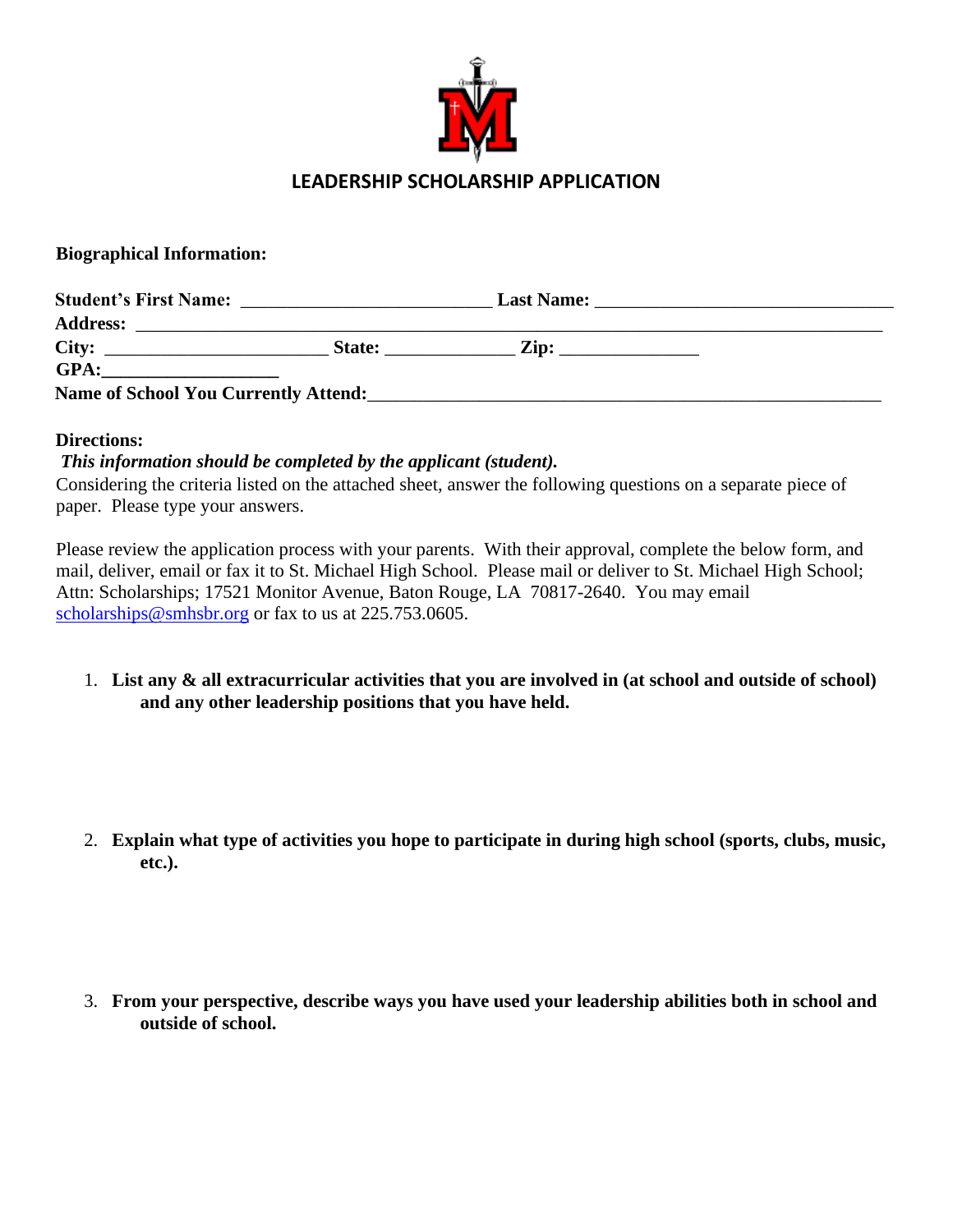# LEADERSHIP SCHOLARSHIP APPLICATION

**Biographical Information:**

**Student's First Name:** ___________________________ **Last Name:** _________________________________
**Address:** ___________________________________________________________________________________
**City:** ________________________ **State:** ______________ **Zip:** _______________
**GPA:**___________________
**Name of School You Currently Attend:**_________________________________________________________

**Directions:**
***This information should be completed by the applicant (student).***
Considering the criteria listed on the attached sheet, answer the following questions on a separate piece of paper. Please type your answers.

Please review the application process with your parents. With their approval, complete the below form, and mail, deliver, email or fax it to St. Michael High School. Please mail or deliver to St. Michael High School; Attn: Scholarships; 17521 Monitor Avenue, Baton Rouge, LA 70817-2640. You may email scholarships@smhsbr.org or fax to us at 225.753.0605.

1. **List any & all extracurricular activities that you are involved in (at school and outside of school) and any other leadership positions that you have held.**

2. **Explain what type of activities you hope to participate in during high school (sports, clubs, music, etc.).**

3. **From your perspective, describe ways you have used your leadership abilities both in school and outside of school.**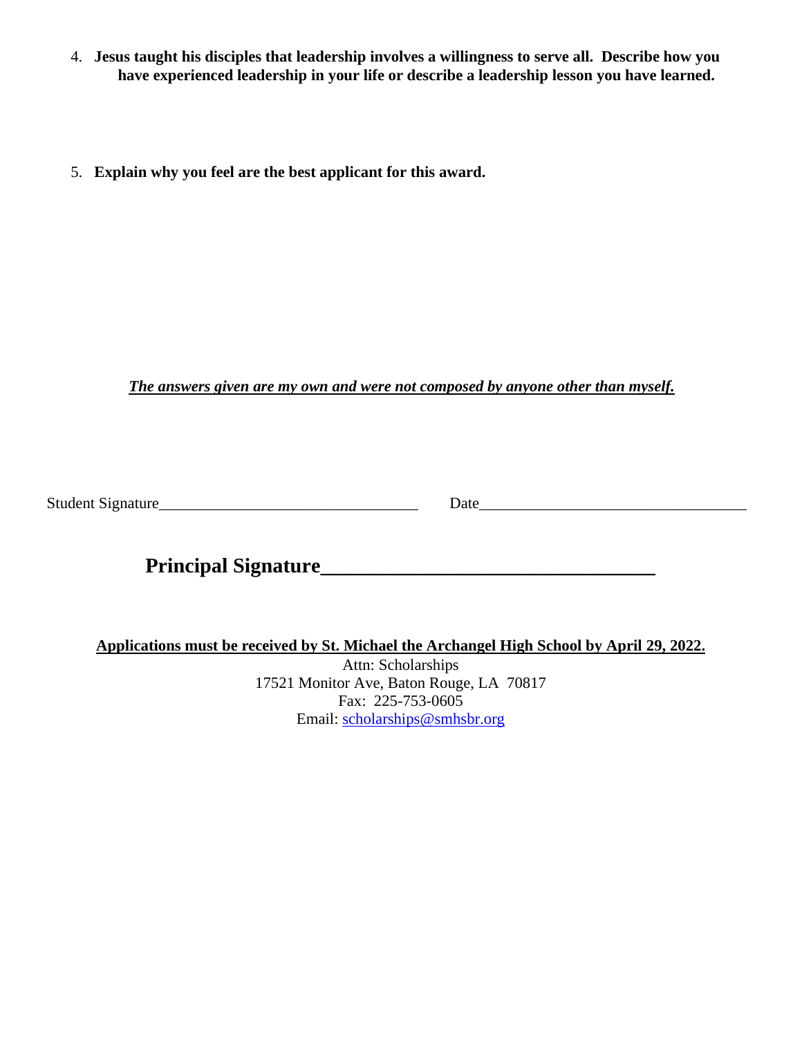4. **Jesus taught his disciples that leadership involves a willingness to serve all. Describe how you have experienced leadership in your life or describe a leadership lesson you have learned.**

5. **Explain why you feel are the best applicant for this award.**

***The answers given are my own and were not composed by anyone other than myself.***

Student Signature_________________________________ Date__________________________________

**Principal Signature_______________________________**

**Applications must be received by St. Michael the Archangel High School by April 29, 2022.**

Attn: Scholarships
17521 Monitor Ave, Baton Rouge, LA 70817
Fax: 225-753-0605
Email: scholarships@smhsbr.org